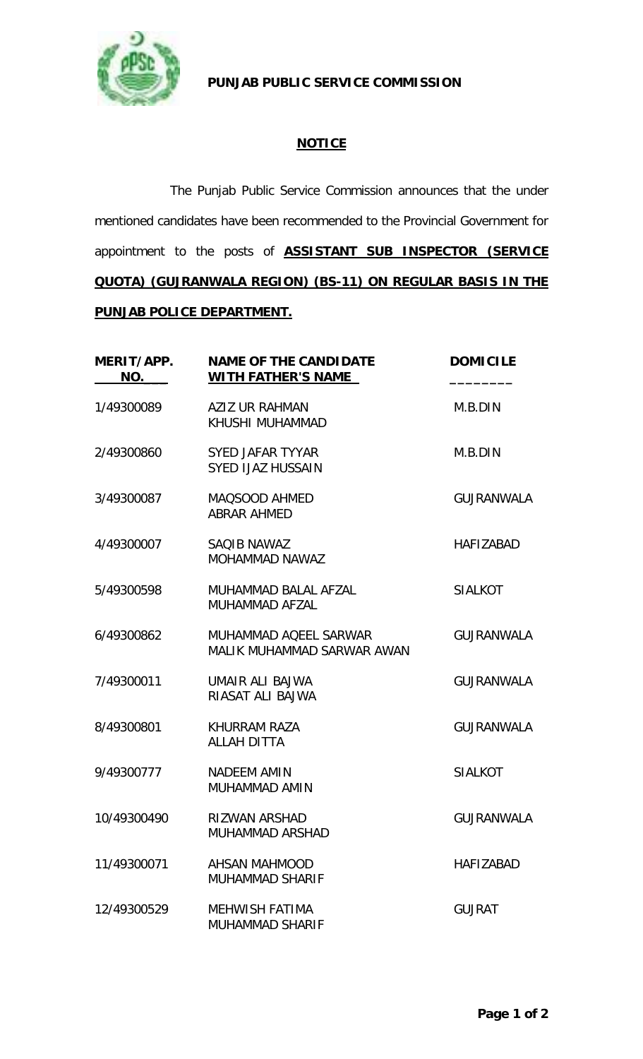**PUNJAB PUBLIC SERVICE COMMISSION**

**NOTICE**

The Punjab Public Service Commission announces that the under mentioned candidates have been recommended to the Provincial Government for appointment to the posts of **ASSISTANT SUB INSPECTOR (SERVICE QUOTA) (GUJRANWALA REGION) (BS-11) ON REGULAR BASIS IN THE PUNJAB POLICE DEPARTMENT.**

| MERIT/APP. NO. | NAME OF THE CANDIDATE WITH FATHER'S NAME | DOMICILE |
|---|---|---|
| 1/49300089 | AZIZ UR RAHMAN<br>KHUSHI MUHAMMAD | M.B.DIN |
| 2/49300860 | SYED JAFAR TYYAR<br>SYED IJAZ HUSSAIN | M.B.DIN |
| 3/49300087 | MAQSOOD AHMED<br>ABRAR AHMED | GUJRANWALA |
| 4/49300007 | SAQIB NAWAZ<br>MOHAMMAD NAWAZ | HAFIZABAD |
| 5/49300598 | MUHAMMAD BALAL AFZAL<br>MUHAMMAD AFZAL | SIALKOT |
| 6/49300862 | MUHAMMAD AQEEL SARWAR<br>MALIK MUHAMMAD SARWAR AWAN | GUJRANWALA |
| 7/49300011 | UMAIR ALI BAJWA<br>RIASAT ALI BAJWA | GUJRANWALA |
| 8/49300801 | KHURRAM RAZA<br>ALLAH DITTA | GUJRANWALA |
| 9/49300777 | NADEEM AMIN<br>MUHAMMAD AMIN | SIALKOT |
| 10/49300490 | RIZWAN ARSHAD<br>MUHAMMAD ARSHAD | GUJRANWALA |
| 11/49300071 | AHSAN MAHMOOD<br>MUHAMMAD SHARIF | HAFIZABAD |
| 12/49300529 | MEHWISH FATIMA<br>MUHAMMAD SHARIF | GUJRAT |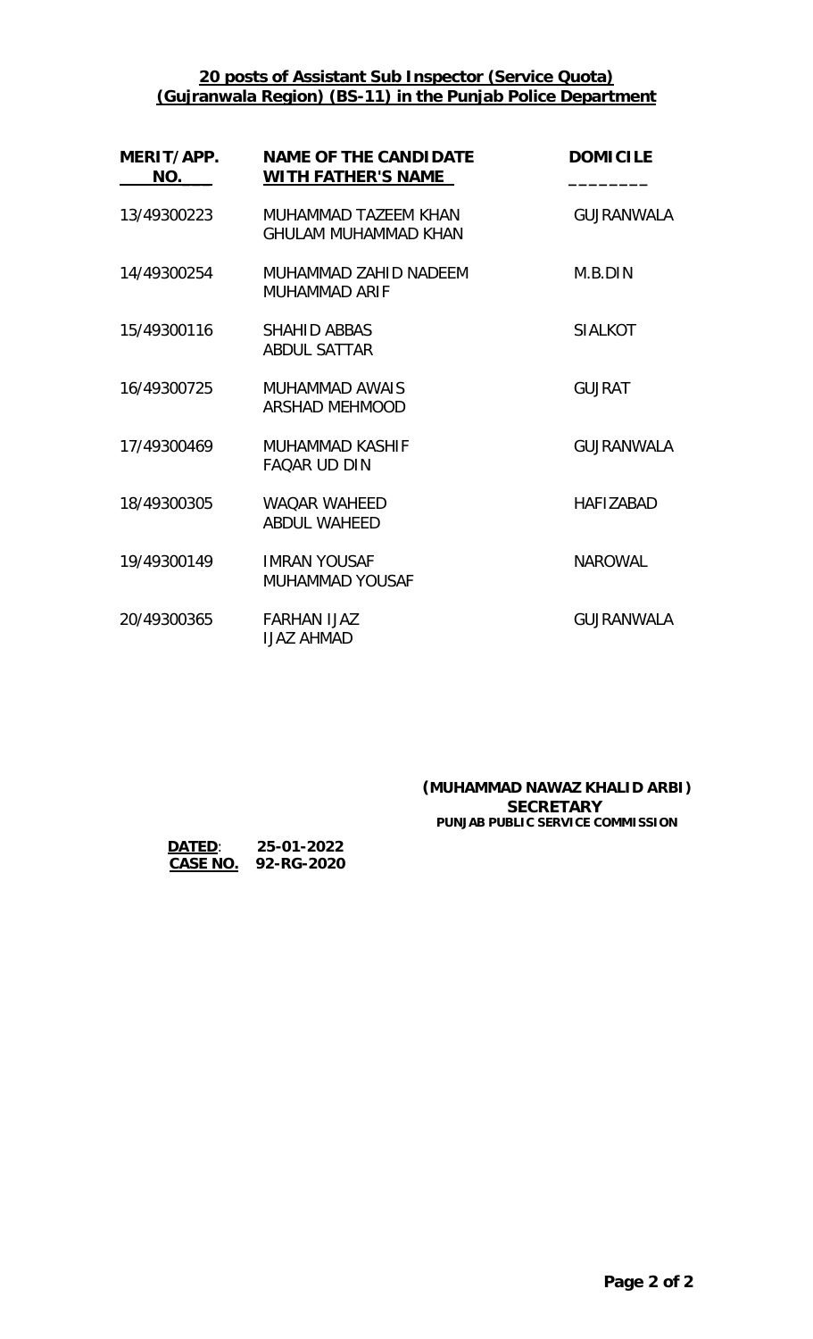**20 posts of Assistant Sub Inspector (Service Quota) (Gujranwala Region) (BS-11) in the Punjab Police Department**

| MERIT/APP. NO. | NAME OF THE CANDIDATE WITH FATHER'S NAME | DOMICILE |
|---|---|---|
| 13/49300223 | MUHAMMAD TAZEEM KHAN<br>GHULAM MUHAMMAD KHAN | GUJRANWALA |
| 14/49300254 | MUHAMMAD ZAHID NADEEM<br>MUHAMMAD ARIF | M.B.DIN |
| 15/49300116 | SHAHID ABBAS<br>ABDUL SATTAR | SIALKOT |
| 16/49300725 | MUHAMMAD AWAIS<br>ARSHAD MEHMOOD | GUJRAT |
| 17/49300469 | MUHAMMAD KASHIF<br>FAQAR UD DIN | GUJRANWALA |
| 18/49300305 | WAQAR WAHEED<br>ABDUL WAHEED | HAFIZABAD |
| 19/49300149 | IMRAN YOUSAF<br>MUHAMMAD YOUSAF | NAROWAL |
| 20/49300365 | FARHAN IJAZ<br>IJAZ AHMAD | GUJRANWALA |

**(MUHAMMAD NAWAZ KHALID ARBI)**
**SECRETARY**
**PUNJAB PUBLIC SERVICE COMMISSION**

**DATED**: **25-01-2022**
**CASE NO.** **92-RG-2020**